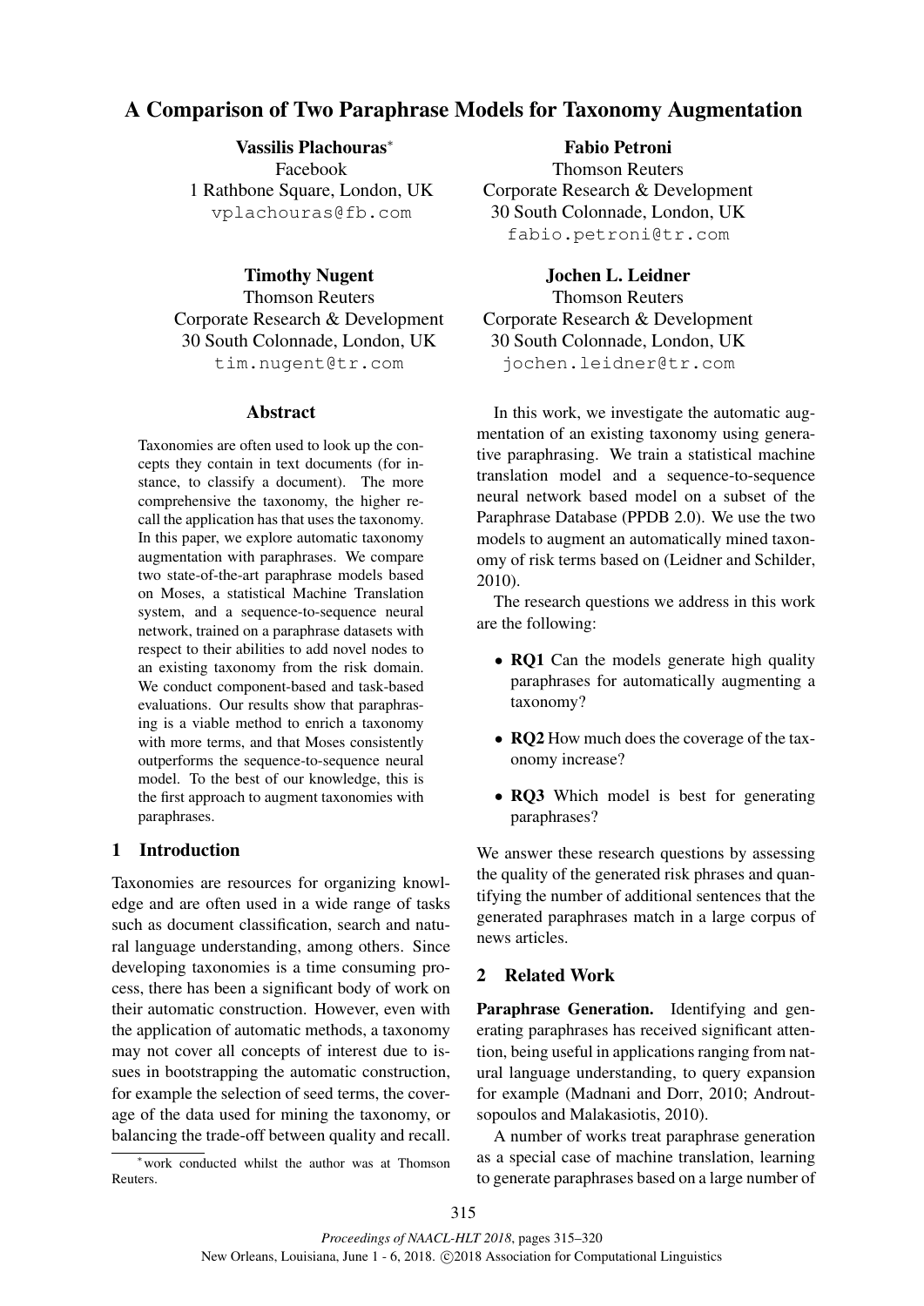# A Comparison of Two Paraphrase Models for Taxonomy Augmentation

**Vassilis Plachouras***
Facebook
1 Rathbone Square, London, UK
vplachouras@fb.com

**Fabio Petroni**
Thomson Reuters
Corporate Research & Development
30 South Colonnade, London, UK
fabio.petroni@tr.com

**Timothy Nugent**
Thomson Reuters
Corporate Research & Development
30 South Colonnade, London, UK
tim.nugent@tr.com

**Jochen L. Leidner**
Thomson Reuters
Corporate Research & Development
30 South Colonnade, London, UK
jochen.leidner@tr.com

## Abstract

Taxonomies are often used to look up the concepts they contain in text documents (for instance, to classify a document). The more comprehensive the taxonomy, the higher recall the application has that uses the taxonomy. In this paper, we explore automatic taxonomy augmentation with paraphrases. We compare two state-of-the-art paraphrase models based on Moses, a statistical Machine Translation system, and a sequence-to-sequence neural network, trained on a paraphrase datasets with respect to their abilities to add novel nodes to an existing taxonomy from the risk domain. We conduct component-based and task-based evaluations. Our results show that paraphrasing is a viable method to enrich a taxonomy with more terms, and that Moses consistently outperforms the sequence-to-sequence neural model. To the best of our knowledge, this is the first approach to augment taxonomies with paraphrases.

## 1 Introduction

Taxonomies are resources for organizing knowledge and are often used in a wide range of tasks such as document classification, search and natural language understanding, among others. Since developing taxonomies is a time consuming process, there has been a significant body of work on their automatic construction. However, even with the application of automatic methods, a taxonomy may not cover all concepts of interest due to issues in bootstrapping the automatic construction, for example the selection of seed terms, the coverage of the data used for mining the taxonomy, or balancing the trade-off between quality and recall.

*work conducted whilst the author was at Thomson Reuters.

In this work, we investigate the automatic augmentation of an existing taxonomy using generative paraphrasing. We train a statistical machine translation model and a sequence-to-sequence neural network based model on a subset of the Paraphrase Database (PPDB 2.0). We use the two models to augment an automatically mined taxonomy of risk terms based on (Leidner and Schilder, 2010).

The research questions we address in this work are the following:

- **RQ1** Can the models generate high quality paraphrases for automatically augmenting a taxonomy?
- **RQ2** How much does the coverage of the taxonomy increase?
- **RQ3** Which model is best for generating paraphrases?

We answer these research questions by assessing the quality of the generated risk phrases and quantifying the number of additional sentences that the generated paraphrases match in a large corpus of news articles.

## 2 Related Work

**Paraphrase Generation.** Identifying and generating paraphrases has received significant attention, being useful in applications ranging from natural language understanding, to query expansion for example (Madnani and Dorr, 2010; Androutsopoulos and Malakasiotis, 2010).

A number of works treat paraphrase generation as a special case of machine translation, learning to generate paraphrases based on a large number of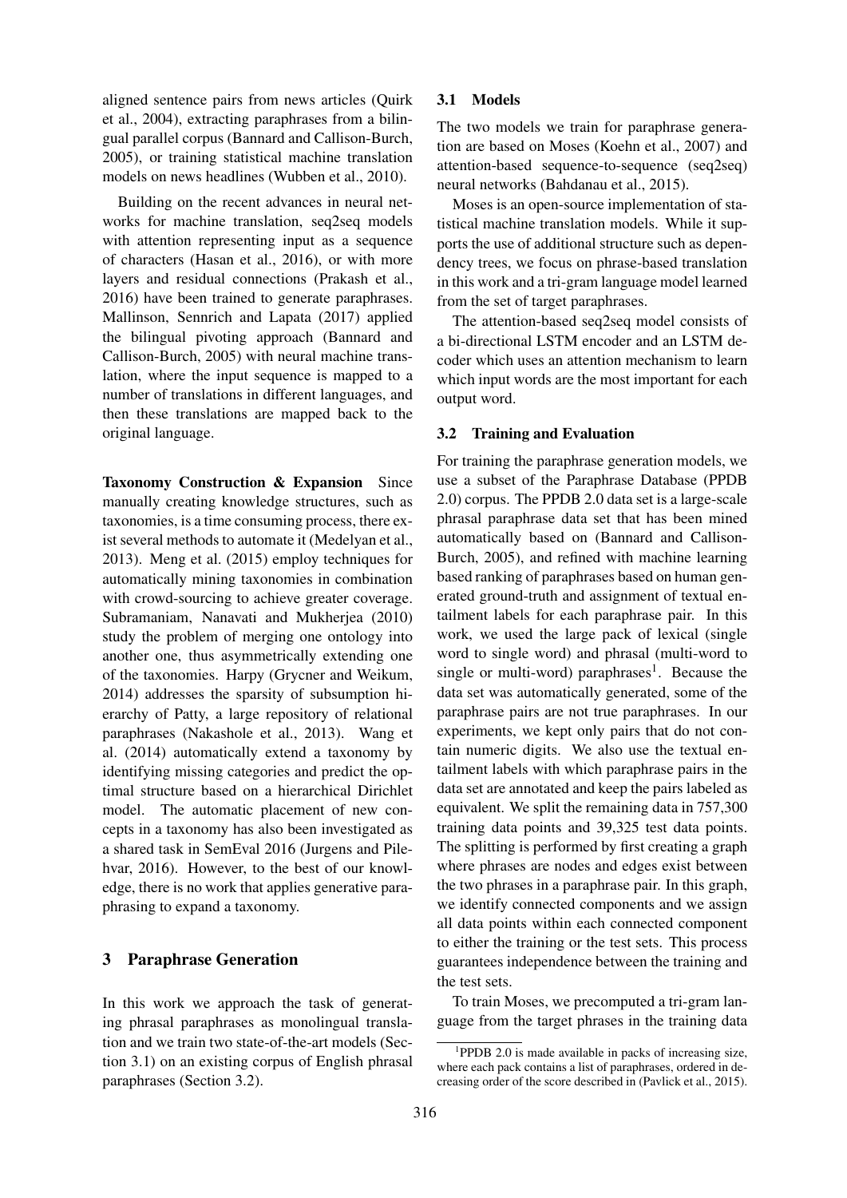aligned sentence pairs from news articles (Quirk et al., 2004), extracting paraphrases from a bilingual parallel corpus (Bannard and Callison-Burch, 2005), or training statistical machine translation models on news headlines (Wubben et al., 2010).

Building on the recent advances in neural networks for machine translation, seq2seq models with attention representing input as a sequence of characters (Hasan et al., 2016), or with more layers and residual connections (Prakash et al., 2016) have been trained to generate paraphrases. Mallinson, Sennrich and Lapata (2017) applied the bilingual pivoting approach (Bannard and Callison-Burch, 2005) with neural machine translation, where the input sequence is mapped to a number of translations in different languages, and then these translations are mapped back to the original language.

**Taxonomy Construction & Expansion** Since manually creating knowledge structures, such as taxonomies, is a time consuming process, there exist several methods to automate it (Medelyan et al., 2013). Meng et al. (2015) employ techniques for automatically mining taxonomies in combination with crowd-sourcing to achieve greater coverage. Subramaniam, Nanavati and Mukherjea (2010) study the problem of merging one ontology into another one, thus asymmetrically extending one of the taxonomies. Harpy (Grycner and Weikum, 2014) addresses the sparsity of subsumption hierarchy of Patty, a large repository of relational paraphrases (Nakashole et al., 2013). Wang et al. (2014) automatically extend a taxonomy by identifying missing categories and predict the optimal structure based on a hierarchical Dirichlet model. The automatic placement of new concepts in a taxonomy has also been investigated as a shared task in SemEval 2016 (Jurgens and Pilehvar, 2016). However, to the best of our knowledge, there is no work that applies generative paraphrasing to expand a taxonomy.

## 3 Paraphrase Generation

In this work we approach the task of generating phrasal paraphrases as monolingual translation and we train two state-of-the-art models (Section 3.1) on an existing corpus of English phrasal paraphrases (Section 3.2).

### 3.1 Models

The two models we train for paraphrase generation are based on Moses (Koehn et al., 2007) and attention-based sequence-to-sequence (seq2seq) neural networks (Bahdanau et al., 2015).

Moses is an open-source implementation of statistical machine translation models. While it supports the use of additional structure such as dependency trees, we focus on phrase-based translation in this work and a tri-gram language model learned from the set of target paraphrases.

The attention-based seq2seq model consists of a bi-directional LSTM encoder and an LSTM decoder which uses an attention mechanism to learn which input words are the most important for each output word.

### 3.2 Training and Evaluation

For training the paraphrase generation models, we use a subset of the Paraphrase Database (PPDB 2.0) corpus. The PPDB 2.0 data set is a large-scale phrasal paraphrase data set that has been mined automatically based on (Bannard and Callison-Burch, 2005), and refined with machine learning based ranking of paraphrases based on human generated ground-truth and assignment of textual entailment labels for each paraphrase pair. In this work, we used the large pack of lexical (single word to single word) and phrasal (multi-word to single or multi-word) paraphrases[1]. Because the data set was automatically generated, some of the paraphrase pairs are not true paraphrases. In our experiments, we kept only pairs that do not contain numeric digits. We also use the textual entailment labels with which paraphrase pairs in the data set are annotated and keep the pairs labeled as equivalent. We split the remaining data in 757,300 training data points and 39,325 test data points. The splitting is performed by first creating a graph where phrases are nodes and edges exist between the two phrases in a paraphrase pair. In this graph, we identify connected components and we assign all data points within each connected component to either the training or the test sets. This process guarantees independence between the training and the test sets.

To train Moses, we precomputed a tri-gram language from the target phrases in the training data

[1] PPDB 2.0 is made available in packs of increasing size, where each pack contains a list of paraphrases, ordered in decreasing order of the score described in (Pavlick et al., 2015).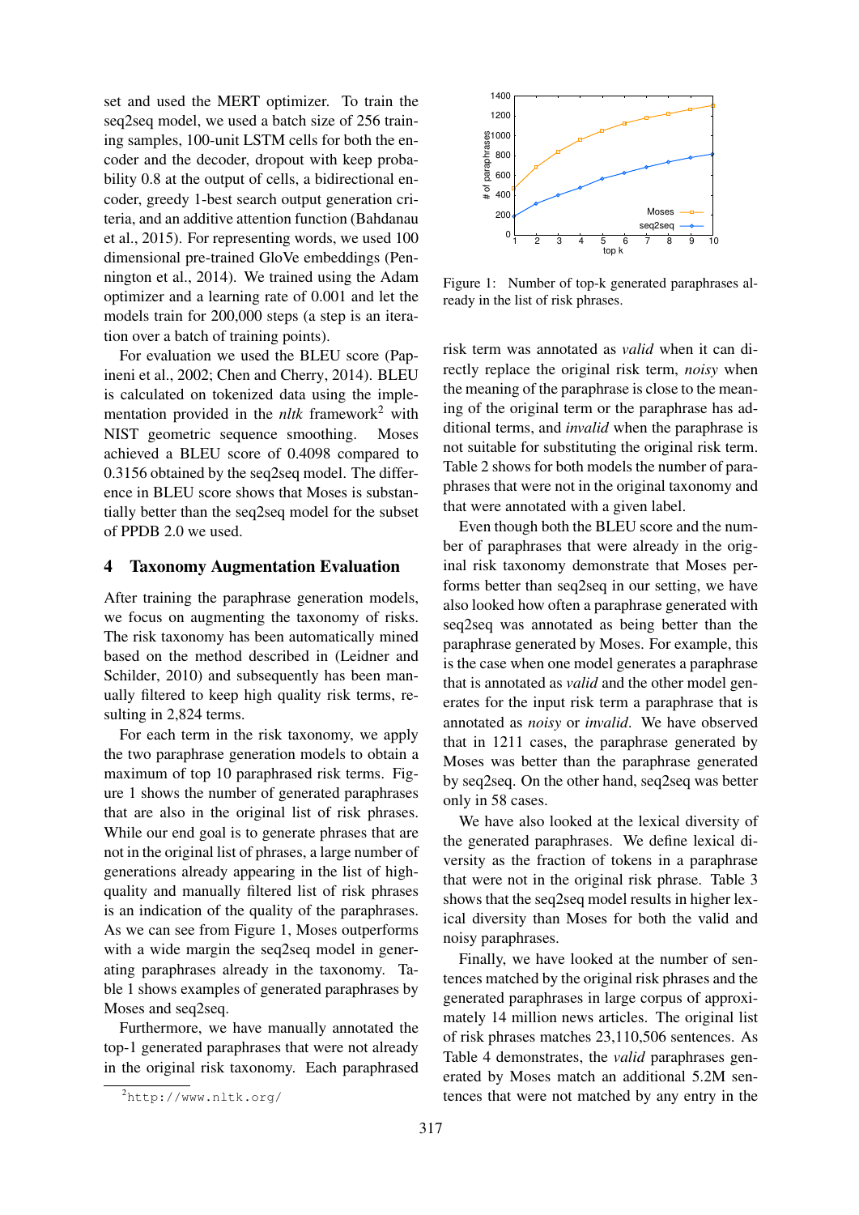set and used the MERT optimizer. To train the seq2seq model, we used a batch size of 256 training samples, 100-unit LSTM cells for both the encoder and the decoder, dropout with keep probability 0.8 at the output of cells, a bidirectional encoder, greedy 1-best search output generation criteria, and an additive attention function (Bahdanau et al., 2015). For representing words, we used 100 dimensional pre-trained GloVe embeddings (Pennington et al., 2014). We trained using the Adam optimizer and a learning rate of 0.001 and let the models train for 200,000 steps (a step is an iteration over a batch of training points).

For evaluation we used the BLEU score (Papineni et al., 2002; Chen and Cherry, 2014). BLEU is calculated on tokenized data using the implementation provided in the *nltk* framework[2] with NIST geometric sequence smoothing. Moses achieved a BLEU score of 0.4098 compared to 0.3156 obtained by the seq2seq model. The difference in BLEU score shows that Moses is substantially better than the seq2seq model for the subset of PPDB 2.0 we used.

## 4 Taxonomy Augmentation Evaluation

After training the paraphrase generation models, we focus on augmenting the taxonomy of risks. The risk taxonomy has been automatically mined based on the method described in (Leidner and Schilder, 2010) and subsequently has been manually filtered to keep high quality risk terms, resulting in 2,824 terms.

For each term in the risk taxonomy, we apply the two paraphrase generation models to obtain a maximum of top 10 paraphrased risk terms. Figure 1 shows the number of generated paraphrases that are also in the original list of risk phrases. While our end goal is to generate phrases that are not in the original list of phrases, a large number of generations already appearing in the list of high-quality and manually filtered list of risk phrases is an indication of the quality of the paraphrases. As we can see from Figure 1, Moses outperforms with a wide margin the seq2seq model in generating paraphrases already in the taxonomy. Table 1 shows examples of generated paraphrases by Moses and seq2seq.

Furthermore, we have manually annotated the top-1 generated paraphrases that were not already in the original risk taxonomy. Each paraphrased

[2] http://www.nltk.org/

Figure 1: Number of top-k generated paraphrases already in the list of risk phrases.

risk term was annotated as *valid* when it can directly replace the original risk term, *noisy* when the meaning of the paraphrase is close to the meaning of the original term or the paraphrase has additional terms, and *invalid* when the paraphrase is not suitable for substituting the original risk term. Table 2 shows for both models the number of paraphrases that were not in the original taxonomy and that were annotated with a given label.

Even though both the BLEU score and the number of paraphrases that were already in the original risk taxonomy demonstrate that Moses performs better than seq2seq in our setting, we have also looked how often a paraphrase generated with seq2seq was annotated as being better than the paraphrase generated by Moses. For example, this is the case when one model generates a paraphrase that is annotated as *valid* and the other model generates for the input risk term a paraphrase that is annotated as *noisy* or *invalid*. We have observed that in 1211 cases, the paraphrase generated by Moses was better than the paraphrase generated by seq2seq. On the other hand, seq2seq was better only in 58 cases.

We have also looked at the lexical diversity of the generated paraphrases. We define lexical diversity as the fraction of tokens in a paraphrase that were not in the original risk phrase. Table 3 shows that the seq2seq model results in higher lexical diversity than Moses for both the valid and noisy paraphrases.

Finally, we have looked at the number of sentences matched by the original risk phrases and the generated paraphrases in large corpus of approximately 14 million news articles. The original list of risk phrases matches 23,110,506 sentences. As Table 4 demonstrates, the *valid* paraphrases generated by Moses match an additional 5.2M sentences that were not matched by any entry in the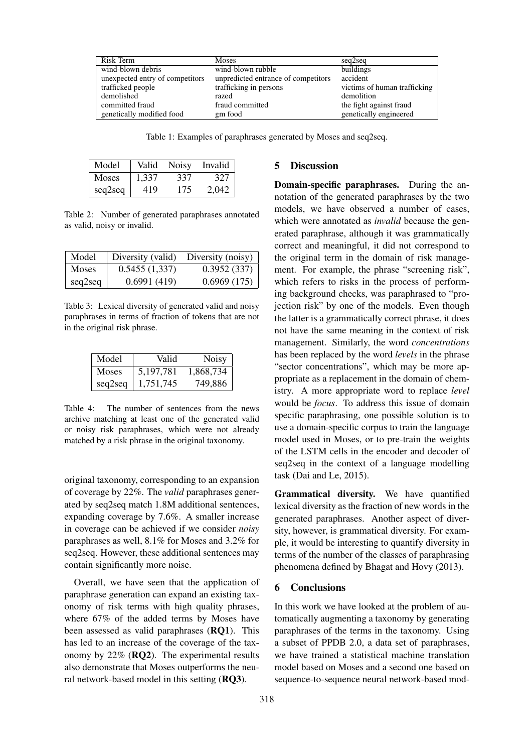| Risk Term | Moses | seq2seq |
|---|---|---|
| wind-blown debris | wind-blown rubble | buildings |
| unexpected entry of competitors | unpredicted entrance of competitors | accident |
| trafficked people | trafficking in persons | victims of human trafficking |
| demolished | razed | demolition |
| committed fraud | fraud committed | the fight against fraud |
| genetically modified food | gm food | genetically engineered |

Table 1: Examples of paraphrases generated by Moses and seq2seq.

| Model | Valid | Noisy | Invalid |
|---|---|---|---|
| Moses | 1,337 | 337 | 327 |
| seq2seq | 419 | 175 | 2,042 |

Table 2: Number of generated paraphrases annotated as valid, noisy or invalid.

| Model | Diversity (valid) | Diversity (noisy) |
|---|---|---|
| Moses | 0.5455 (1,337) | 0.3952 (337) |
| seq2seq | 0.6991 (419) | 0.6969 (175) |

Table 3: Lexical diversity of generated valid and noisy paraphrases in terms of fraction of tokens that are not in the original risk phrase.

| Model | Valid | Noisy |
|---|---|---|
| Moses | 5,197,781 | 1,868,734 |
| seq2seq | 1,751,745 | 749,886 |

Table 4: The number of sentences from the news archive matching at least one of the generated valid or noisy risk paraphrases, which were not already matched by a risk phrase in the original taxonomy.

original taxonomy, corresponding to an expansion of coverage by 22%. The *valid* paraphrases generated by seq2seq match 1.8M additional sentences, expanding coverage by 7.6%. A smaller increase in coverage can be achieved if we consider *noisy* paraphrases as well, 8.1% for Moses and 3.2% for seq2seq. However, these additional sentences may contain significantly more noise.

Overall, we have seen that the application of paraphrase generation can expand an existing taxonomy of risk terms with high quality phrases, where 67% of the added terms by Moses have been assessed as valid paraphrases (**RQ1**). This has led to an increase of the coverage of the taxonomy by 22% (**RQ2**). The experimental results also demonstrate that Moses outperforms the neural network-based model in this setting (**RQ3**).

## 5 Discussion

**Domain-specific paraphrases.** During the annotation of the generated paraphrases by the two models, we have observed a number of cases, which were annotated as *invalid* because the generated paraphrase, although it was grammatically correct and meaningful, it did not correspond to the original term in the domain of risk management. For example, the phrase "screening risk", which refers to risks in the process of performing background checks, was paraphrased to "projection risk" by one of the models. Even though the latter is a grammatically correct phrase, it does not have the same meaning in the context of risk management. Similarly, the word *concentrations* has been replaced by the word *levels* in the phrase "sector concentrations", which may be more appropriate as a replacement in the domain of chemistry. A more appropriate word to replace *level* would be *focus*. To address this issue of domain specific paraphrasing, one possible solution is to use a domain-specific corpus to train the language model used in Moses, or to pre-train the weights of the LSTM cells in the encoder and decoder of seq2seq in the context of a language modelling task (Dai and Le, 2015).

**Grammatical diversity.** We have quantified lexical diversity as the fraction of new words in the generated paraphrases. Another aspect of diversity, however, is grammatical diversity. For example, it would be interesting to quantify diversity in terms of the number of the classes of paraphrasing phenomena defined by Bhagat and Hovy (2013).

## 6 Conclusions

In this work we have looked at the problem of automatically augmenting a taxonomy by generating paraphrases of the terms in the taxonomy. Using a subset of PPDB 2.0, a data set of paraphrases, we have trained a statistical machine translation model based on Moses and a second one based on sequence-to-sequence neural network-based mod-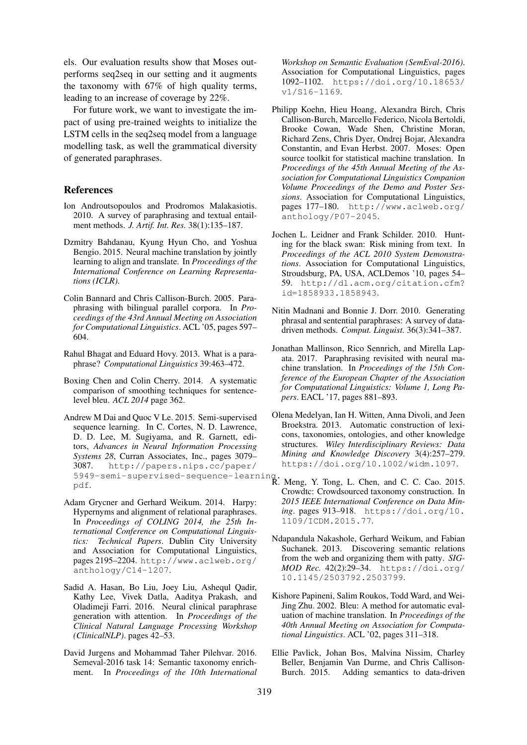els. Our evaluation results show that Moses outperforms seq2seq in our setting and it augments the taxonomy with 67% of high quality terms, leading to an increase of coverage by 22%.

For future work, we want to investigate the impact of using pre-trained weights to initialize the LSTM cells in the seq2seq model from a language modelling task, as well the grammatical diversity of generated paraphrases.

## References

Ion Androutsopoulos and Prodromos Malakasiotis. 2010. A survey of paraphrasing and textual entailment methods. *J. Artif. Int. Res.* 38(1):135–187.

Dzmitry Bahdanau, Kyung Hyun Cho, and Yoshua Bengio. 2015. Neural machine translation by jointly learning to align and translate. In *Proceedings of the International Conference on Learning Representations (ICLR)*.

Colin Bannard and Chris Callison-Burch. 2005. Paraphrasing with bilingual parallel corpora. In *Proceedings of the 43rd Annual Meeting on Association for Computational Linguistics*. ACL '05, pages 597–604.

Rahul Bhagat and Eduard Hovy. 2013. What is a paraphrase? *Computational Linguistics* 39:463–472.

Boxing Chen and Colin Cherry. 2014. A systematic comparison of smoothing techniques for sentence-level bleu. *ACL 2014* page 362.

Andrew M Dai and Quoc V Le. 2015. Semi-supervised sequence learning. In C. Cortes, N. D. Lawrence, D. D. Lee, M. Sugiyama, and R. Garnett, editors, *Advances in Neural Information Processing Systems 28*, Curran Associates, Inc., pages 3079–3087. http://papers.nips.cc/paper/5949-semi-supervised-sequence-learning.pdf.

Adam Grycner and Gerhard Weikum. 2014. Harpy: Hypernyms and alignment of relational paraphrases. In *Proceedings of COLING 2014, the 25th International Conference on Computational Linguistics: Technical Papers*. Dublin City University and Association for Computational Linguistics, pages 2195–2204. http://www.aclweb.org/anthology/C14-1207.

Sadid A. Hasan, Bo Liu, Joey Liu, Ashequl Qadir, Kathy Lee, Vivek Datla, Aaditya Prakash, and Oladimeji Farri. 2016. Neural clinical paraphrase generation with attention. In *Proceedings of the Clinical Natural Language Processing Workshop (ClinicalNLP)*. pages 42–53.

David Jurgens and Mohammad Taher Pilehvar. 2016. Semeval-2016 task 14: Semantic taxonomy enrichment. In *Proceedings of the 10th International Workshop on Semantic Evaluation (SemEval-2016)*. Association for Computational Linguistics, pages 1092–1102. https://doi.org/10.18653/v1/S16-1169.

Philipp Koehn, Hieu Hoang, Alexandra Birch, Chris Callison-Burch, Marcello Federico, Nicola Bertoldi, Brooke Cowan, Wade Shen, Christine Moran, Richard Zens, Chris Dyer, Ondrej Bojar, Alexandra Constantin, and Evan Herbst. 2007. Moses: Open source toolkit for statistical machine translation. In *Proceedings of the 45th Annual Meeting of the Association for Computational Linguistics Companion Volume Proceedings of the Demo and Poster Sessions*. Association for Computational Linguistics, pages 177–180. http://www.aclweb.org/anthology/P07-2045.

Jochen L. Leidner and Frank Schilder. 2010. Hunting for the black swan: Risk mining from text. In *Proceedings of the ACL 2010 System Demonstrations*. Association for Computational Linguistics, Stroudsburg, PA, USA, ACLDemos '10, pages 54–59. http://dl.acm.org/citation.cfm?id=1858933.1858943.

Nitin Madnani and Bonnie J. Dorr. 2010. Generating phrasal and sentential paraphrases: A survey of data-driven methods. *Comput. Linguist.* 36(3):341–387.

Jonathan Mallinson, Rico Sennrich, and Mirella Lapata. 2017. Paraphrasing revisited with neural machine translation. In *Proceedings of the 15th Conference of the European Chapter of the Association for Computational Linguistics: Volume 1, Long Papers*. EACL '17, pages 881–893.

Olena Medelyan, Ian H. Witten, Anna Divoli, and Jeen Broekstra. 2013. Automatic construction of lexicons, taxonomies, ontologies, and other knowledge structures. *Wiley Interdisciplinary Reviews: Data Mining and Knowledge Discovery* 3(4):257–279. https://doi.org/10.1002/widm.1097.

R. Meng, Y. Tong, L. Chen, and C. C. Cao. 2015. Crowdtc: Crowdsourced taxonomy construction. In *2015 IEEE International Conference on Data Mining*. pages 913–918. https://doi.org/10.1109/ICDM.2015.77.

Ndapandula Nakashole, Gerhard Weikum, and Fabian Suchanek. 2013. Discovering semantic relations from the web and organizing them with patty. *SIGMOD Rec.* 42(2):29–34. https://doi.org/10.1145/2503792.2503799.

Kishore Papineni, Salim Roukos, Todd Ward, and Wei-Jing Zhu. 2002. Bleu: A method for automatic evaluation of machine translation. In *Proceedings of the 40th Annual Meeting on Association for Computational Linguistics*. ACL '02, pages 311–318.

Ellie Pavlick, Johan Bos, Malvina Nissim, Charley Beller, Benjamin Van Durme, and Chris Callison-Burch. 2015. Adding semantics to data-driven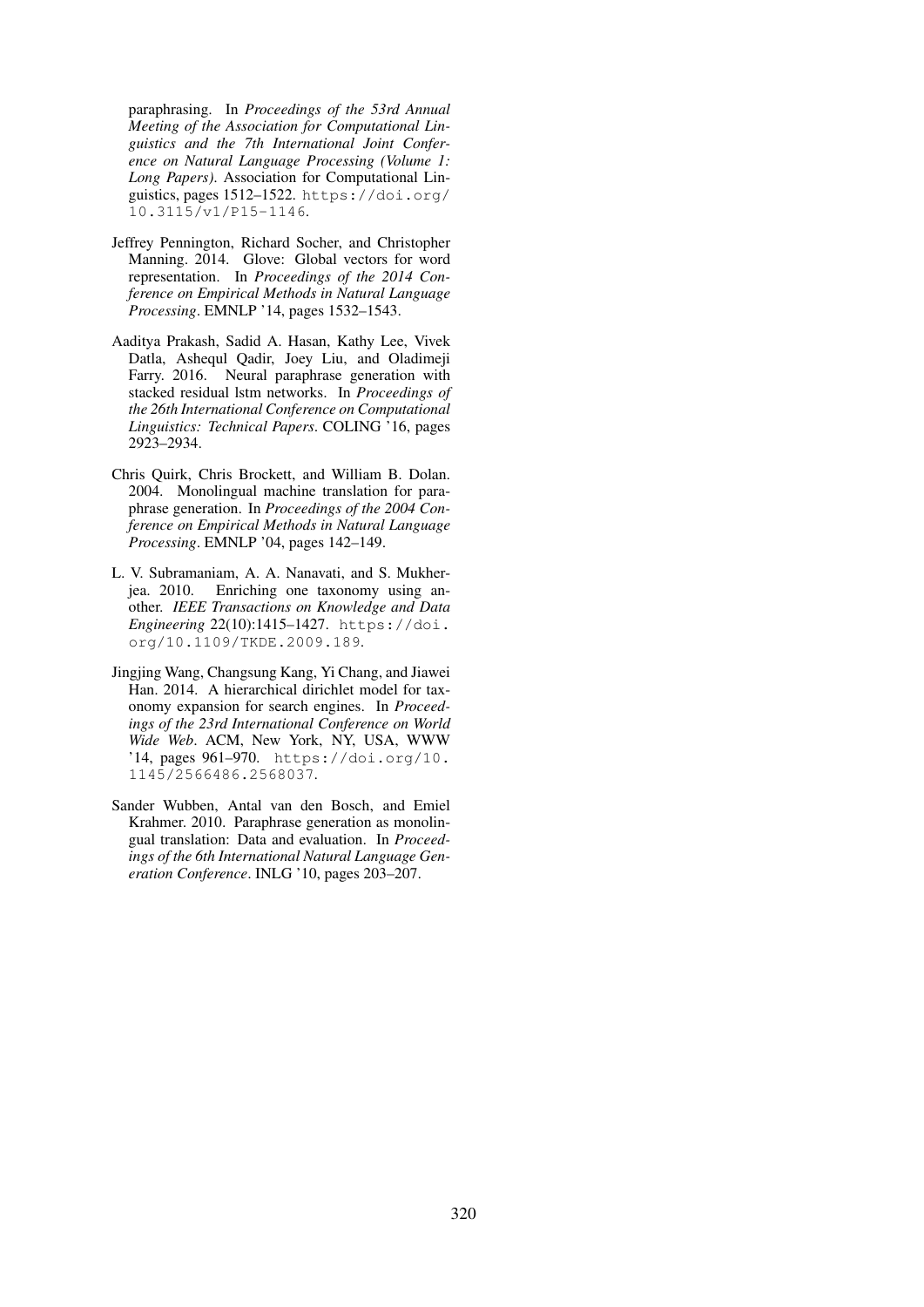paraphrasing. In *Proceedings of the 53rd Annual Meeting of the Association for Computational Linguistics and the 7th International Joint Conference on Natural Language Processing (Volume 1: Long Papers)*. Association for Computational Linguistics, pages 1512–1522. https://doi.org/10.3115/v1/P15-1146.

Jeffrey Pennington, Richard Socher, and Christopher Manning. 2014. Glove: Global vectors for word representation. In *Proceedings of the 2014 Conference on Empirical Methods in Natural Language Processing*. EMNLP '14, pages 1532–1543.

Aaditya Prakash, Sadid A. Hasan, Kathy Lee, Vivek Datla, Ashequl Qadir, Joey Liu, and Oladimeji Farry. 2016. Neural paraphrase generation with stacked residual lstm networks. In *Proceedings of the 26th International Conference on Computational Linguistics: Technical Papers*. COLING '16, pages 2923–2934.

Chris Quirk, Chris Brockett, and William B. Dolan. 2004. Monolingual machine translation for paraphrase generation. In *Proceedings of the 2004 Conference on Empirical Methods in Natural Language Processing*. EMNLP '04, pages 142–149.

L. V. Subramaniam, A. A. Nanavati, and S. Mukherjea. 2010. Enriching one taxonomy using another. *IEEE Transactions on Knowledge and Data Engineering* 22(10):1415–1427. https://doi.org/10.1109/TKDE.2009.189.

Jingjing Wang, Changsung Kang, Yi Chang, and Jiawei Han. 2014. A hierarchical dirichlet model for taxonomy expansion for search engines. In *Proceedings of the 23rd International Conference on World Wide Web*. ACM, New York, NY, USA, WWW '14, pages 961–970. https://doi.org/10.1145/2566486.2568037.

Sander Wubben, Antal van den Bosch, and Emiel Krahmer. 2010. Paraphrase generation as monolingual translation: Data and evaluation. In *Proceedings of the 6th International Natural Language Generation Conference*. INLG '10, pages 203–207.